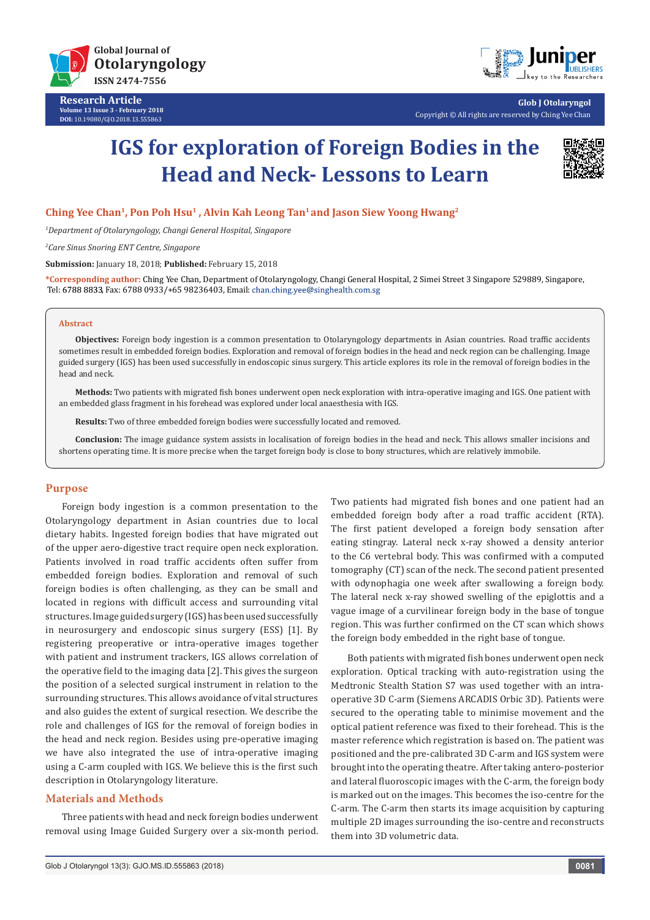# IGS for exploration of Foreign Bodies in the Head and Neck- Lessons to Learn

**Ching Yee Chan[1], Pon Poh Hsu[1], Alvin Kah Leong Tan[1] and Jason Siew Yoong Hwang[2]**

[1]*Department of Otolaryngology, Changi General Hospital, Singapore*

[2]*Care Sinus Snoring ENT Centre, Singapore*

**Submission:** January 18, 2018; **Published:** February 15, 2018

***Corresponding author:** Ching Yee Chan, Department of Otolaryngology, Changi General Hospital, 2 Simei Street 3 Singapore 529889, Singapore, Tel: 6788 8833, Fax: 6788 0933/+65 98236403, Email: chan.ching.yee@singhealth.com.sg

## Abstract

**Objectives:** Foreign body ingestion is a common presentation to Otolaryngology departments in Asian countries. Road traffic accidents sometimes result in embedded foreign bodies. Exploration and removal of foreign bodies in the head and neck region can be challenging. Image guided surgery (IGS) has been used successfully in endoscopic sinus surgery. This article explores its role in the removal of foreign bodies in the head and neck.

**Methods:** Two patients with migrated fish bones underwent open neck exploration with intra-operative imaging and IGS. One patient with an embedded glass fragment in his forehead was explored under local anaesthesia with IGS.

**Results:** Two of three embedded foreign bodies were successfully located and removed.

**Conclusion:** The image guidance system assists in localisation of foreign bodies in the head and neck. This allows smaller incisions and shortens operating time. It is more precise when the target foreign body is close to bony structures, which are relatively immobile.

## Purpose

Foreign body ingestion is a common presentation to the Otolaryngology department in Asian countries due to local dietary habits. Ingested foreign bodies that have migrated out of the upper aero-digestive tract require open neck exploration. Patients involved in road traffic accidents often suffer from embedded foreign bodies. Exploration and removal of such foreign bodies is often challenging, as they can be small and located in regions with difficult access and surrounding vital structures. Image guided surgery (IGS) has been used successfully in neurosurgery and endoscopic sinus surgery (ESS) [1]. By registering preoperative or intra-operative images together with patient and instrument trackers, IGS allows correlation of the operative field to the imaging data [2]. This gives the surgeon the position of a selected surgical instrument in relation to the surrounding structures. This allows avoidance of vital structures and also guides the extent of surgical resection. We describe the role and challenges of IGS for the removal of foreign bodies in the head and neck region. Besides using pre-operative imaging we have also integrated the use of intra-operative imaging using a C-arm coupled with IGS. We believe this is the first such description in Otolaryngology literature.

## Materials and Methods

Three patients with head and neck foreign bodies underwent removal using Image Guided Surgery over a six-month period. Two patients had migrated fish bones and one patient had an embedded foreign body after a road traffic accident (RTA). The first patient developed a foreign body sensation after eating stingray. Lateral neck x-ray showed a density anterior to the C6 vertebral body. This was confirmed with a computed tomography (CT) scan of the neck. The second patient presented with odynophagia one week after swallowing a foreign body. The lateral neck x-ray showed swelling of the epiglottis and a vague image of a curvilinear foreign body in the base of tongue region. This was further confirmed on the CT scan which shows the foreign body embedded in the right base of tongue.

Both patients with migrated fish bones underwent open neck exploration. Optical tracking with auto-registration using the Medtronic Stealth Station S7 was used together with an intra-operative 3D C-arm (Siemens ARCADIS Orbic 3D). Patients were secured to the operating table to minimise movement and the optical patient reference was fixed to their forehead. This is the master reference which registration is based on. The patient was positioned and the pre-calibrated 3D C-arm and IGS system were brought into the operating theatre. After taking antero-posterior and lateral fluoroscopic images with the C-arm, the foreign body is marked out on the images. This becomes the iso-centre for the C-arm. The C-arm then starts its image acquisition by capturing multiple 2D images surrounding the iso-centre and reconstructs them into 3D volumetric data.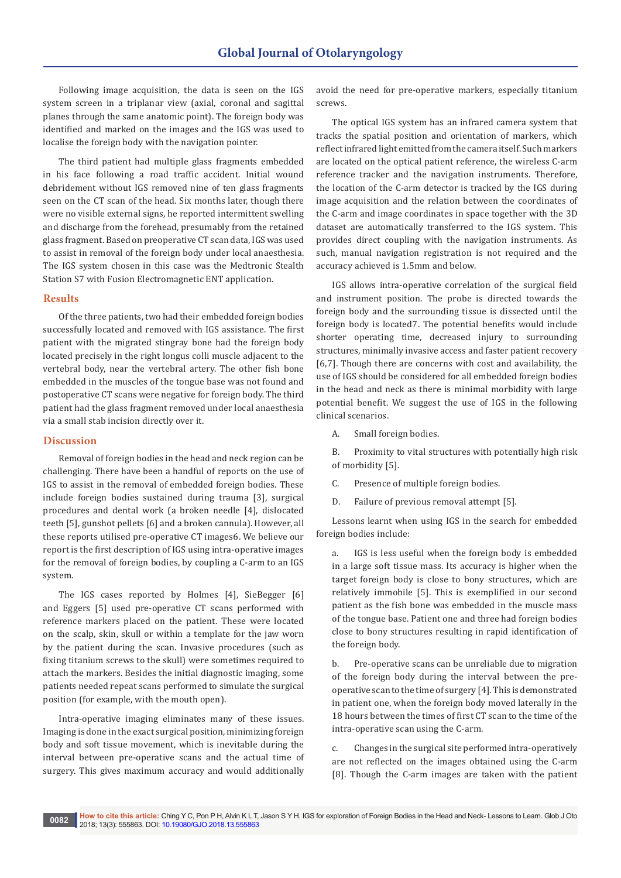Following image acquisition, the data is seen on the IGS system screen in a triplanar view (axial, coronal and sagittal planes through the same anatomic point). The foreign body was identified and marked on the images and the IGS was used to localise the foreign body with the navigation pointer.

The third patient had multiple glass fragments embedded in his face following a road traffic accident. Initial wound debridement without IGS removed nine of ten glass fragments seen on the CT scan of the head. Six months later, though there were no visible external signs, he reported intermittent swelling and discharge from the forehead, presumably from the retained glass fragment. Based on preoperative CT scan data, IGS was used to assist in removal of the foreign body under local anaesthesia. The IGS system chosen in this case was the Medtronic Stealth Station S7 with Fusion Electromagnetic ENT application.

## Results

Of the three patients, two had their embedded foreign bodies successfully located and removed with IGS assistance. The first patient with the migrated stingray bone had the foreign body located precisely in the right longus colli muscle adjacent to the vertebral body, near the vertebral artery. The other fish bone embedded in the muscles of the tongue base was not found and postoperative CT scans were negative for foreign body. The third patient had the glass fragment removed under local anaesthesia via a small stab incision directly over it.

## Discussion

Removal of foreign bodies in the head and neck region can be challenging. There have been a handful of reports on the use of IGS to assist in the removal of embedded foreign bodies. These include foreign bodies sustained during trauma [3], surgical procedures and dental work (a broken needle [4], dislocated teeth [5], gunshot pellets [6] and a broken cannula). However, all these reports utilised pre-operative CT images6. We believe our report is the first description of IGS using intra-operative images for the removal of foreign bodies, by coupling a C-arm to an IGS system.

The IGS cases reported by Holmes [4], SieBegger [6] and Eggers [5] used pre-operative CT scans performed with reference markers placed on the patient. These were located on the scalp, skin, skull or within a template for the jaw worn by the patient during the scan. Invasive procedures (such as fixing titanium screws to the skull) were sometimes required to attach the markers. Besides the initial diagnostic imaging, some patients needed repeat scans performed to simulate the surgical position (for example, with the mouth open).

Intra-operative imaging eliminates many of these issues. Imaging is done in the exact surgical position, minimizing foreign body and soft tissue movement, which is inevitable during the interval between pre-operative scans and the actual time of surgery. This gives maximum accuracy and would additionally avoid the need for pre-operative markers, especially titanium screws.

The optical IGS system has an infrared camera system that tracks the spatial position and orientation of markers, which reflect infrared light emitted from the camera itself. Such markers are located on the optical patient reference, the wireless C-arm reference tracker and the navigation instruments. Therefore, the location of the C-arm detector is tracked by the IGS during image acquisition and the relation between the coordinates of the C-arm and image coordinates in space together with the 3D dataset are automatically transferred to the IGS system. This provides direct coupling with the navigation instruments. As such, manual navigation registration is not required and the accuracy achieved is 1.5mm and below.

IGS allows intra-operative correlation of the surgical field and instrument position. The probe is directed towards the foreign body and the surrounding tissue is dissected until the foreign body is located7. The potential benefits would include shorter operating time, decreased injury to surrounding structures, minimally invasive access and faster patient recovery [6,7]. Though there are concerns with cost and availability, the use of IGS should be considered for all embedded foreign bodies in the head and neck as there is minimal morbidity with large potential benefit. We suggest the use of IGS in the following clinical scenarios.

A. Small foreign bodies.

B. Proximity to vital structures with potentially high risk of morbidity [5].

C. Presence of multiple foreign bodies.

D. Failure of previous removal attempt [5].

Lessons learnt when using IGS in the search for embedded foreign bodies include:

a. IGS is less useful when the foreign body is embedded in a large soft tissue mass. Its accuracy is higher when the target foreign body is close to bony structures, which are relatively immobile [5]. This is exemplified in our second patient as the fish bone was embedded in the muscle mass of the tongue base. Patient one and three had foreign bodies close to bony structures resulting in rapid identification of the foreign body.

b. Pre-operative scans can be unreliable due to migration of the foreign body during the interval between the pre-operative scan to the time of surgery [4]. This is demonstrated in patient one, when the foreign body moved laterally in the 18 hours between the times of first CT scan to the time of the intra-operative scan using the C-arm.

c. Changes in the surgical site performed intra-operatively are not reflected on the images obtained using the C-arm [8]. Though the C-arm images are taken with the patient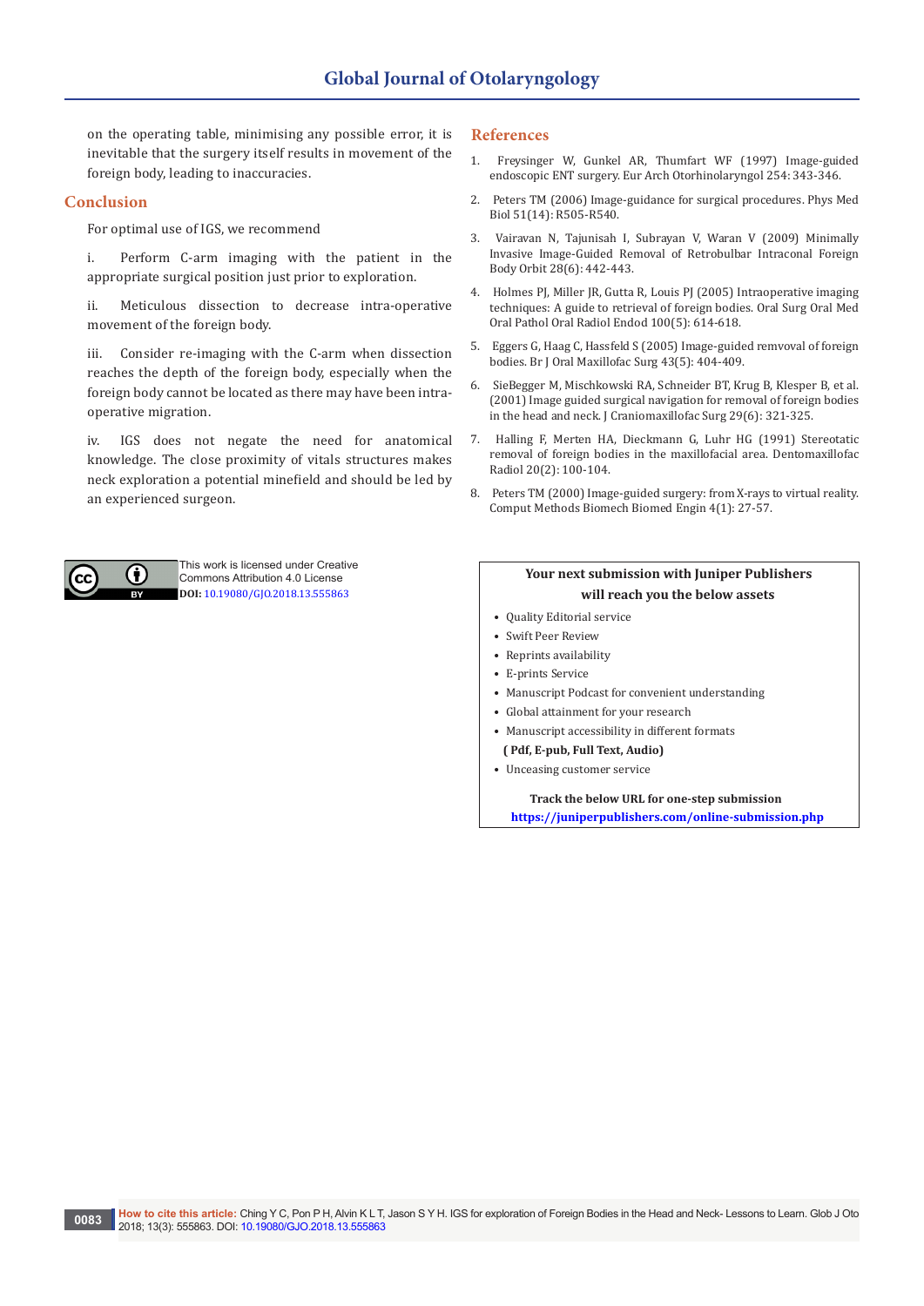on the operating table, minimising any possible error, it is inevitable that the surgery itself results in movement of the foreign body, leading to inaccuracies.

## Conclusion

For optimal use of IGS, we recommend

i. Perform C-arm imaging with the patient in the appropriate surgical position just prior to exploration.

ii. Meticulous dissection to decrease intra-operative movement of the foreign body.

iii. Consider re-imaging with the C-arm when dissection reaches the depth of the foreign body, especially when the foreign body cannot be located as there may have been intra-operative migration.

iv. IGS does not negate the need for anatomical knowledge. The close proximity of vitals structures makes neck exploration a potential minefield and should be led by an experienced surgeon.

## References

1. Freysinger W, Gunkel AR, Thumfart WF (1997) Image-guided endoscopic ENT surgery. Eur Arch Otorhinolaryngol 254: 343-346.
2. Peters TM (2006) Image-guidance for surgical procedures. Phys Med Biol 51(14): R505-R540.
3. Vairavan N, Tajunisah I, Subrayan V, Waran V (2009) Minimally Invasive Image-Guided Removal of Retrobulbar Intraconal Foreign Body Orbit 28(6): 442-443.
4. Holmes PJ, Miller JR, Gutta R, Louis PJ (2005) Intraoperative imaging techniques: A guide to retrieval of foreign bodies. Oral Surg Oral Med Oral Pathol Oral Radiol Endod 100(5): 614-618.
5. Eggers G, Haag C, Hassfeld S (2005) Image-guided remvoval of foreign bodies. Br J Oral Maxillofac Surg 43(5): 404-409.
6. SieBegger M, Mischkowski RA, Schneider BT, Krug B, Klesper B, et al. (2001) Image guided surgical navigation for removal of foreign bodies in the head and neck. J Craniomaxillofac Surg 29(6): 321-325.
7. Halling F, Merten HA, Dieckmann G, Luhr HG (1991) Stereotatic removal of foreign bodies in the maxillofacial area. Dentomaxillofac Radiol 20(2): 100-104.
8. Peters TM (2000) Image-guided surgery: from X-rays to virtual reality. Comput Methods Biomech Biomed Engin 4(1): 27-57.

This work is licensed under Creative Commons Attribution 4.0 License
**DOI:** 10.19080/GJO.2018.13.555863

**Your next submission with Juniper Publishers will reach you the below assets**

- Quality Editorial service
- Swift Peer Review
- Reprints availability
- E-prints Service
- Manuscript Podcast for convenient understanding
- Global attainment for your research
- Manuscript accessibility in different formats **( Pdf, E-pub, Full Text, Audio)**
- Unceasing customer service

**Track the below URL for one-step submission**
**https://juniperpublishers.com/online-submission.php**

**How to cite this article:** Ching Y C, Pon P H, Alvin K L T, Jason S Y H. IGS for exploration of Foreign Bodies in the Head and Neck- Lessons to Learn. Glob J Oto 2018; 13(3): 555863. DOI: 10.19080/GJO.2018.13.555863